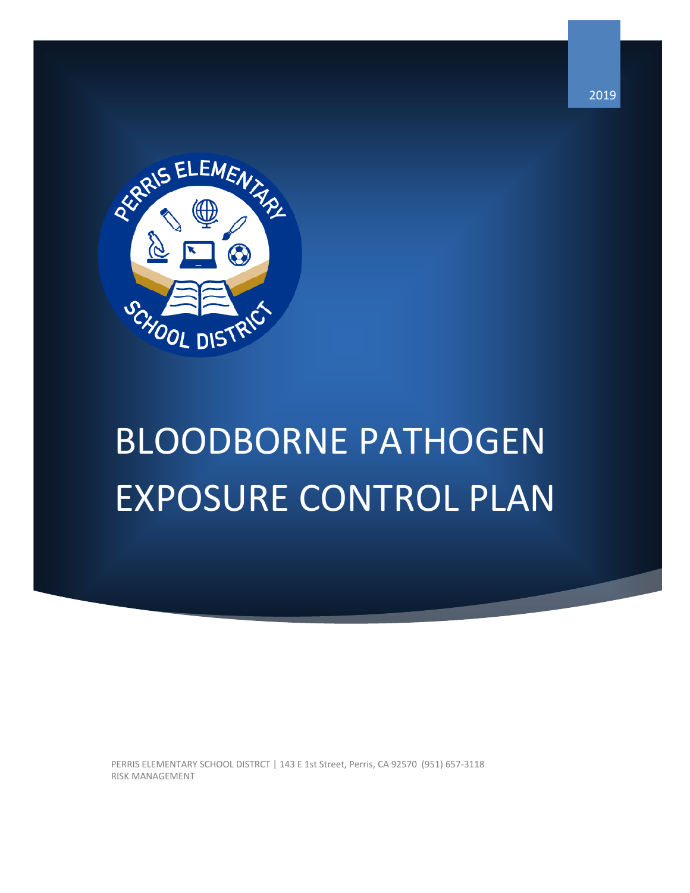2019

PERRIS ELEMENTARY SCHOOL DISTRICT

# BLOODBORNE PATHOGEN EXPOSURE CONTROL PLAN

PERRIS ELEMENTARY SCHOOL DISTRCT | 143 E 1st Street, Perris, CA 92570 (951) 657-3118
RISK MANAGEMENT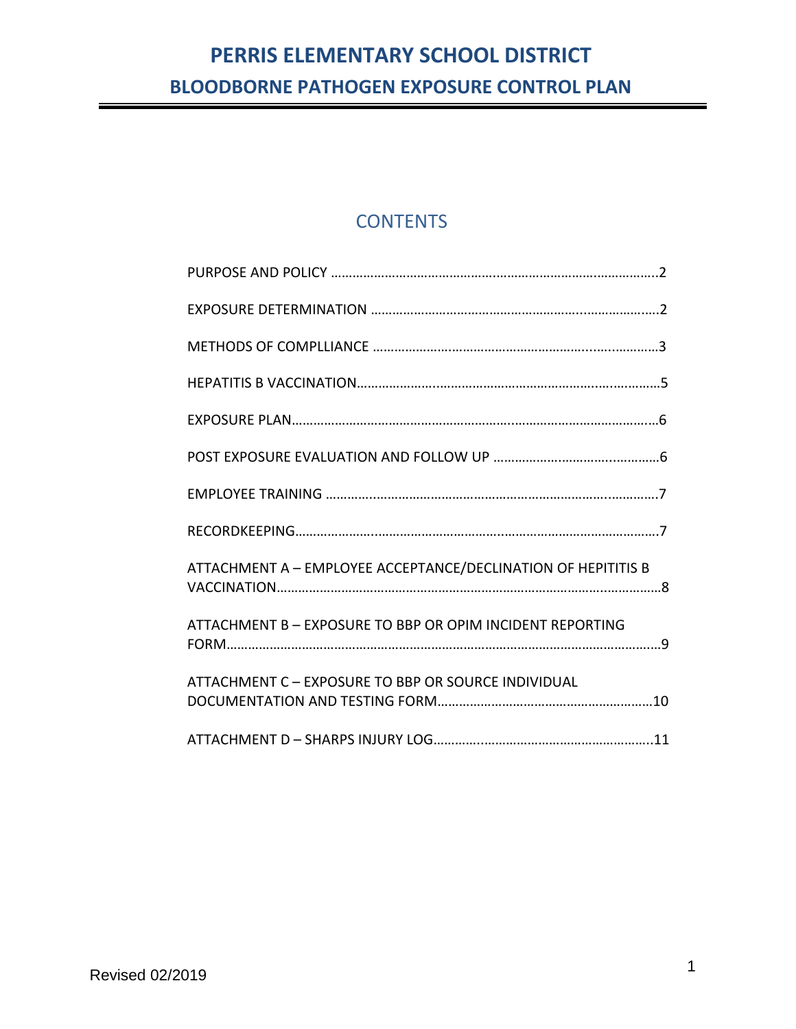# PERRIS ELEMENTARY SCHOOL DISTRICT

## BLOODBORNE PATHOGEN EXPOSURE CONTROL PLAN

---

## CONTENTS

PURPOSE AND POLICY ........................................................................................2

EXPOSURE DETERMINATION .............................................................................2

METHODS OF COMPLLIANCE ...........................................................................3

HEPATITIS B VACCINATION.................................................................................5

EXPOSURE PLAN.....................................................................................................6

POST EXPOSURE EVALUATION AND FOLLOW UP ...........................................6

EMPLOYEE TRAINING ..........................................................................................7

RECORDKEEPING...................................................................................................7

ATTACHMENT A – EMPLOYEE ACCEPTANCE/DECLINATION OF HEPITITIS B VACCINATION......................................................................................................8

ATTACHMENT B – EXPOSURE TO BBP OR OPIM INCIDENT REPORTING FORM.....................................................................................................................9

ATTACHMENT C – EXPOSURE TO BBP OR SOURCE INDIVIDUAL DOCUMENTATION AND TESTING FORM.........................................................10

ATTACHMENT D – SHARPS INJURY LOG.........................................................11

Revised 02/2019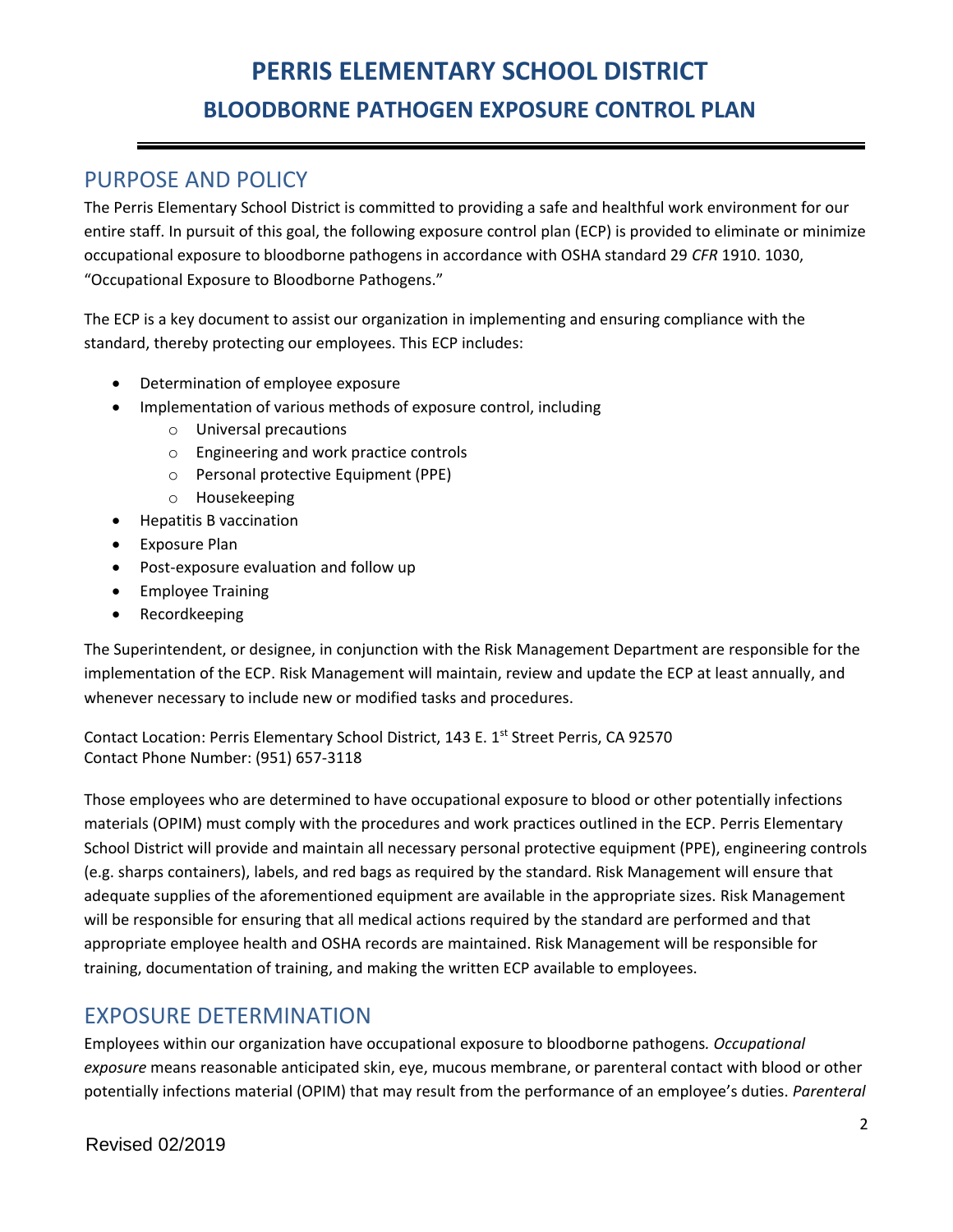# PERRIS ELEMENTARY SCHOOL DISTRICT

## BLOODBORNE PATHOGEN EXPOSURE CONTROL PLAN

## PURPOSE AND POLICY

The Perris Elementary School District is committed to providing a safe and healthful work environment for our entire staff. In pursuit of this goal, the following exposure control plan (ECP) is provided to eliminate or minimize occupational exposure to bloodborne pathogens in accordance with OSHA standard 29 *CFR* 1910. 1030, "Occupational Exposure to Bloodborne Pathogens."

The ECP is a key document to assist our organization in implementing and ensuring compliance with the standard, thereby protecting our employees. This ECP includes:

- Determination of employee exposure
- Implementation of various methods of exposure control, including
  - Universal precautions
  - Engineering and work practice controls
  - Personal protective Equipment (PPE)
  - Housekeeping
- Hepatitis B vaccination
- Exposure Plan
- Post-exposure evaluation and follow up
- Employee Training
- Recordkeeping

The Superintendent, or designee, in conjunction with the Risk Management Department are responsible for the implementation of the ECP. Risk Management will maintain, review and update the ECP at least annually, and whenever necessary to include new or modified tasks and procedures.

Contact Location: Perris Elementary School District, 143 E. 1st Street Perris, CA 92570
Contact Phone Number: (951) 657-3118

Those employees who are determined to have occupational exposure to blood or other potentially infections materials (OPIM) must comply with the procedures and work practices outlined in the ECP. Perris Elementary School District will provide and maintain all necessary personal protective equipment (PPE), engineering controls (e.g. sharps containers), labels, and red bags as required by the standard. Risk Management will ensure that adequate supplies of the aforementioned equipment are available in the appropriate sizes. Risk Management will be responsible for ensuring that all medical actions required by the standard are performed and that appropriate employee health and OSHA records are maintained. Risk Management will be responsible for training, documentation of training, and making the written ECP available to employees.

## EXPOSURE DETERMINATION

Employees within our organization have occupational exposure to bloodborne pathogens. *Occupational exposure* means reasonable anticipated skin, eye, mucous membrane, or parenteral contact with blood or other potentially infections material (OPIM) that may result from the performance of an employee's duties. *Parenteral*

Revised 02/2019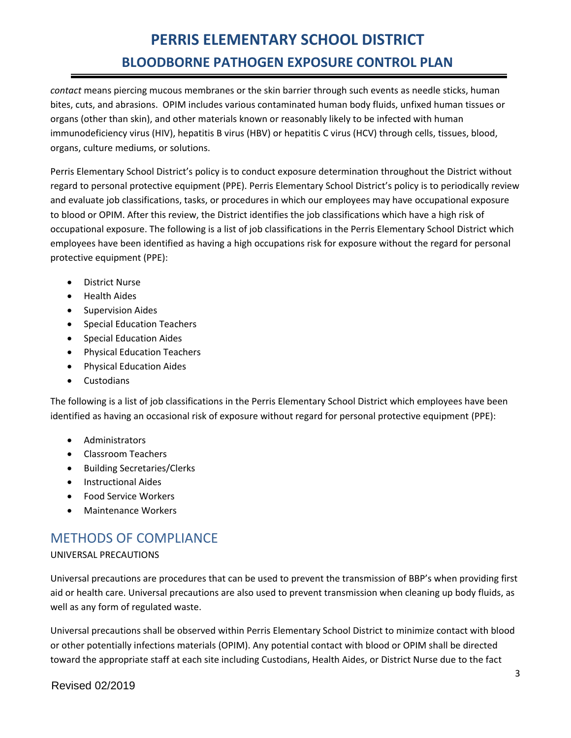*contact* means piercing mucous membranes or the skin barrier through such events as needle sticks, human bites, cuts, and abrasions. OPIM includes various contaminated human body fluids, unfixed human tissues or organs (other than skin), and other materials known or reasonably likely to be infected with human immunodeficiency virus (HIV), hepatitis B virus (HBV) or hepatitis C virus (HCV) through cells, tissues, blood, organs, culture mediums, or solutions.

Perris Elementary School District's policy is to conduct exposure determination throughout the District without regard to personal protective equipment (PPE). Perris Elementary School District's policy is to periodically review and evaluate job classifications, tasks, or procedures in which our employees may have occupational exposure to blood or OPIM. After this review, the District identifies the job classifications which have a high risk of occupational exposure. The following is a list of job classifications in the Perris Elementary School District which employees have been identified as having a high occupations risk for exposure without the regard for personal protective equipment (PPE):

- District Nurse
- Health Aides
- Supervision Aides
- Special Education Teachers
- Special Education Aides
- Physical Education Teachers
- Physical Education Aides
- Custodians

The following is a list of job classifications in the Perris Elementary School District which employees have been identified as having an occasional risk of exposure without regard for personal protective equipment (PPE):

- Administrators
- Classroom Teachers
- Building Secretaries/Clerks
- Instructional Aides
- Food Service Workers
- Maintenance Workers

## METHODS OF COMPLIANCE

UNIVERSAL PRECAUTIONS

Universal precautions are procedures that can be used to prevent the transmission of BBP's when providing first aid or health care. Universal precautions are also used to prevent transmission when cleaning up body fluids, as well as any form of regulated waste.

Universal precautions shall be observed within Perris Elementary School District to minimize contact with blood or other potentially infections materials (OPIM). Any potential contact with blood or OPIM shall be directed toward the appropriate staff at each site including Custodians, Health Aides, or District Nurse due to the fact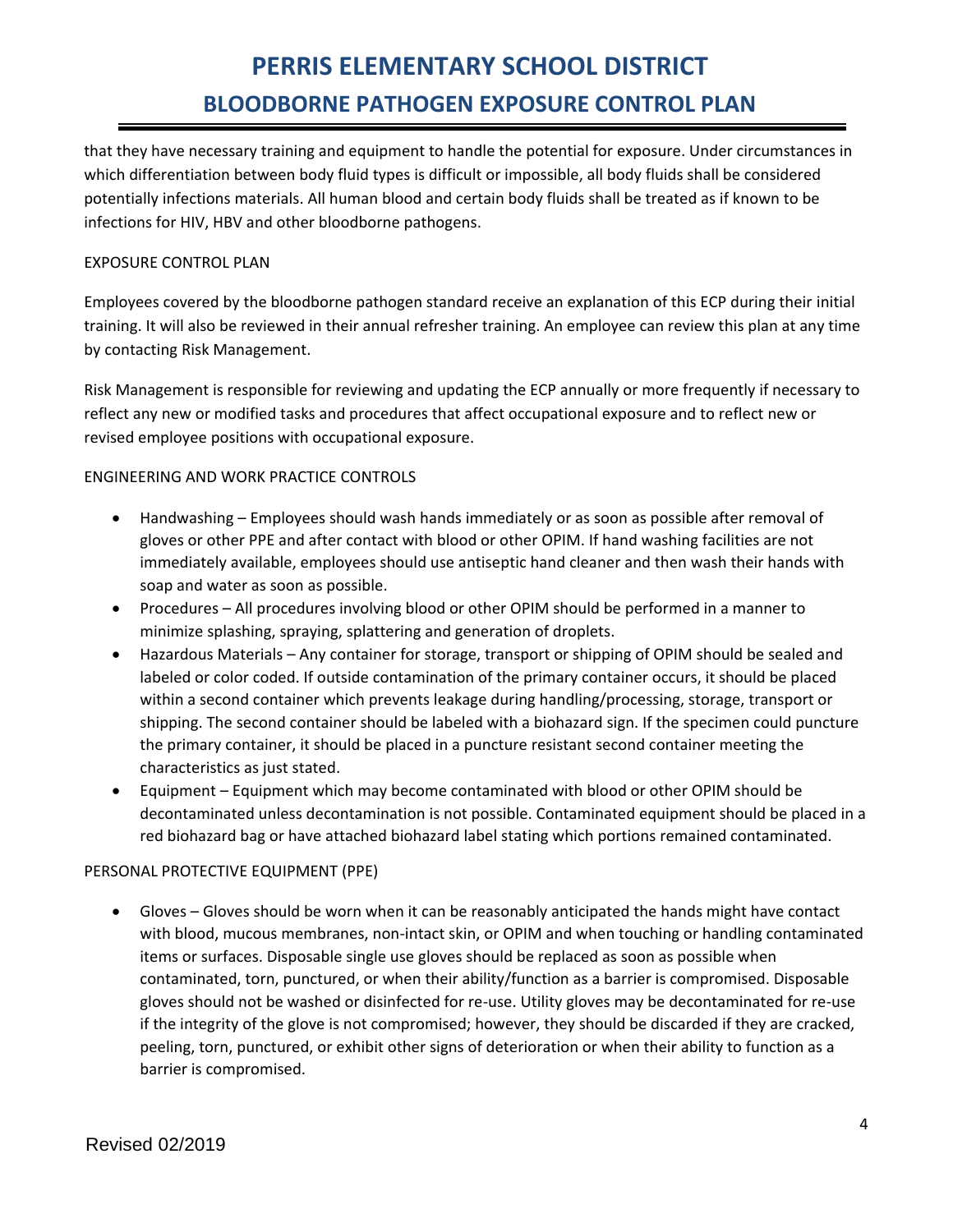that they have necessary training and equipment to handle the potential for exposure. Under circumstances in which differentiation between body fluid types is difficult or impossible, all body fluids shall be considered potentially infections materials. All human blood and certain body fluids shall be treated as if known to be infections for HIV, HBV and other bloodborne pathogens.

EXPOSURE CONTROL PLAN

Employees covered by the bloodborne pathogen standard receive an explanation of this ECP during their initial training. It will also be reviewed in their annual refresher training. An employee can review this plan at any time by contacting Risk Management.

Risk Management is responsible for reviewing and updating the ECP annually or more frequently if necessary to reflect any new or modified tasks and procedures that affect occupational exposure and to reflect new or revised employee positions with occupational exposure.

ENGINEERING AND WORK PRACTICE CONTROLS

- Handwashing – Employees should wash hands immediately or as soon as possible after removal of gloves or other PPE and after contact with blood or other OPIM. If hand washing facilities are not immediately available, employees should use antiseptic hand cleaner and then wash their hands with soap and water as soon as possible.
- Procedures – All procedures involving blood or other OPIM should be performed in a manner to minimize splashing, spraying, splattering and generation of droplets.
- Hazardous Materials – Any container for storage, transport or shipping of OPIM should be sealed and labeled or color coded. If outside contamination of the primary container occurs, it should be placed within a second container which prevents leakage during handling/processing, storage, transport or shipping. The second container should be labeled with a biohazard sign. If the specimen could puncture the primary container, it should be placed in a puncture resistant second container meeting the characteristics as just stated.
- Equipment – Equipment which may become contaminated with blood or other OPIM should be decontaminated unless decontamination is not possible. Contaminated equipment should be placed in a red biohazard bag or have attached biohazard label stating which portions remained contaminated.

PERSONAL PROTECTIVE EQUIPMENT (PPE)

- Gloves – Gloves should be worn when it can be reasonably anticipated the hands might have contact with blood, mucous membranes, non-intact skin, or OPIM and when touching or handling contaminated items or surfaces. Disposable single use gloves should be replaced as soon as possible when contaminated, torn, punctured, or when their ability/function as a barrier is compromised. Disposable gloves should not be washed or disinfected for re-use. Utility gloves may be decontaminated for re-use if the integrity of the glove is not compromised; however, they should be discarded if they are cracked, peeling, torn, punctured, or exhibit other signs of deterioration or when their ability to function as a barrier is compromised.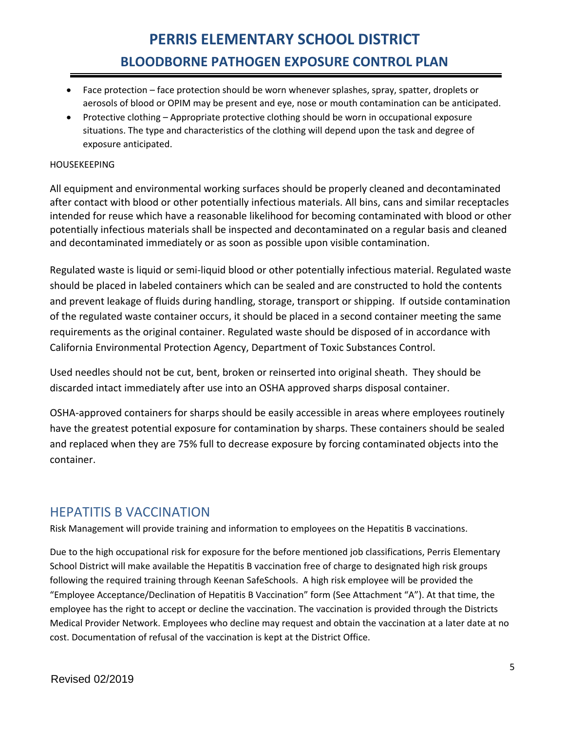- Face protection – face protection should be worn whenever splashes, spray, spatter, droplets or aerosols of blood or OPIM may be present and eye, nose or mouth contamination can be anticipated.
- Protective clothing – Appropriate protective clothing should be worn in occupational exposure situations. The type and characteristics of the clothing will depend upon the task and degree of exposure anticipated.

HOUSEKEEPING

All equipment and environmental working surfaces should be properly cleaned and decontaminated after contact with blood or other potentially infectious materials. All bins, cans and similar receptacles intended for reuse which have a reasonable likelihood for becoming contaminated with blood or other potentially infectious materials shall be inspected and decontaminated on a regular basis and cleaned and decontaminated immediately or as soon as possible upon visible contamination.

Regulated waste is liquid or semi-liquid blood or other potentially infectious material. Regulated waste should be placed in labeled containers which can be sealed and are constructed to hold the contents and prevent leakage of fluids during handling, storage, transport or shipping. If outside contamination of the regulated waste container occurs, it should be placed in a second container meeting the same requirements as the original container. Regulated waste should be disposed of in accordance with California Environmental Protection Agency, Department of Toxic Substances Control.

Used needles should not be cut, bent, broken or reinserted into original sheath. They should be discarded intact immediately after use into an OSHA approved sharps disposal container.

OSHA-approved containers for sharps should be easily accessible in areas where employees routinely have the greatest potential exposure for contamination by sharps. These containers should be sealed and replaced when they are 75% full to decrease exposure by forcing contaminated objects into the container.

## HEPATITIS B VACCINATION

Risk Management will provide training and information to employees on the Hepatitis B vaccinations.

Due to the high occupational risk for exposure for the before mentioned job classifications, Perris Elementary School District will make available the Hepatitis B vaccination free of charge to designated high risk groups following the required training through Keenan SafeSchools. A high risk employee will be provided the "Employee Acceptance/Declination of Hepatitis B Vaccination" form (See Attachment "A"). At that time, the employee has the right to accept or decline the vaccination. The vaccination is provided through the Districts Medical Provider Network. Employees who decline may request and obtain the vaccination at a later date at no cost. Documentation of refusal of the vaccination is kept at the District Office.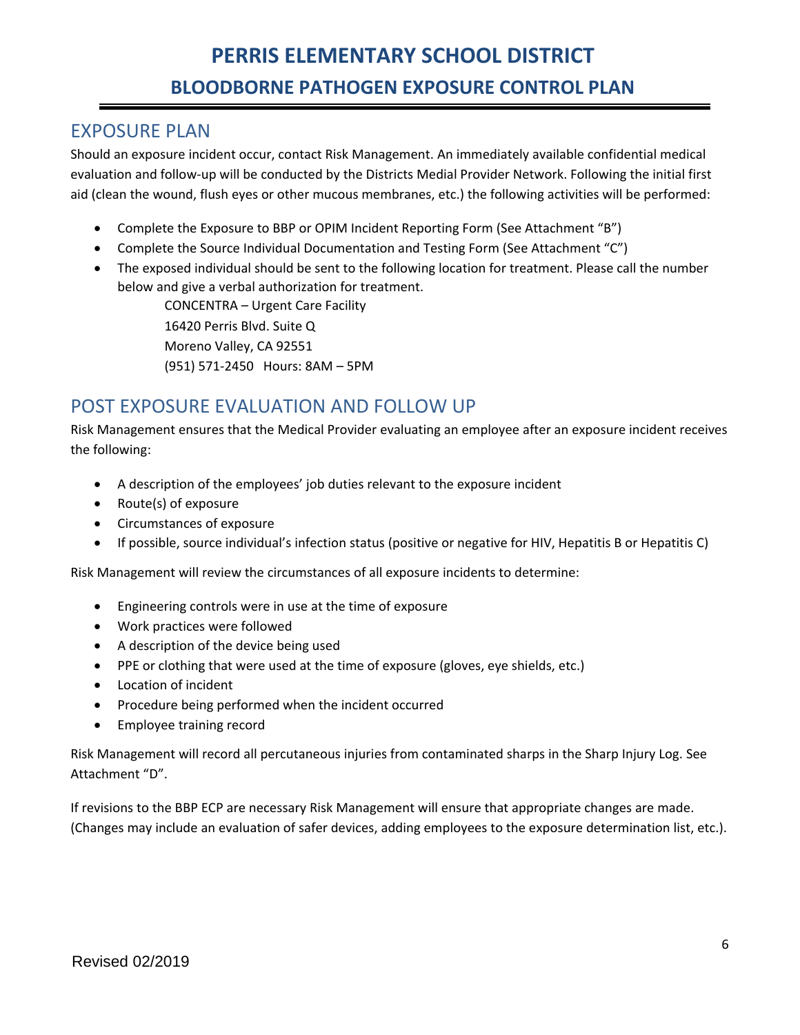# PERRIS ELEMENTARY SCHOOL DISTRICT

## BLOODBORNE PATHOGEN EXPOSURE CONTROL PLAN

## EXPOSURE PLAN

Should an exposure incident occur, contact Risk Management. An immediately available confidential medical evaluation and follow-up will be conducted by the Districts Medial Provider Network. Following the initial first aid (clean the wound, flush eyes or other mucous membranes, etc.) the following activities will be performed:

- Complete the Exposure to BBP or OPIM Incident Reporting Form (See Attachment "B")
- Complete the Source Individual Documentation and Testing Form (See Attachment "C")
- The exposed individual should be sent to the following location for treatment. Please call the number below and give a verbal authorization for treatment.

  CONCENTRA – Urgent Care Facility
  16420 Perris Blvd. Suite Q
  Moreno Valley, CA 92551
  (951) 571-2450 Hours: 8AM – 5PM

## POST EXPOSURE EVALUATION AND FOLLOW UP

Risk Management ensures that the Medical Provider evaluating an employee after an exposure incident receives the following:

- A description of the employees' job duties relevant to the exposure incident
- Route(s) of exposure
- Circumstances of exposure
- If possible, source individual's infection status (positive or negative for HIV, Hepatitis B or Hepatitis C)

Risk Management will review the circumstances of all exposure incidents to determine:

- Engineering controls were in use at the time of exposure
- Work practices were followed
- A description of the device being used
- PPE or clothing that were used at the time of exposure (gloves, eye shields, etc.)
- Location of incident
- Procedure being performed when the incident occurred
- Employee training record

Risk Management will record all percutaneous injuries from contaminated sharps in the Sharp Injury Log. See Attachment "D".

If revisions to the BBP ECP are necessary Risk Management will ensure that appropriate changes are made. (Changes may include an evaluation of safer devices, adding employees to the exposure determination list, etc.).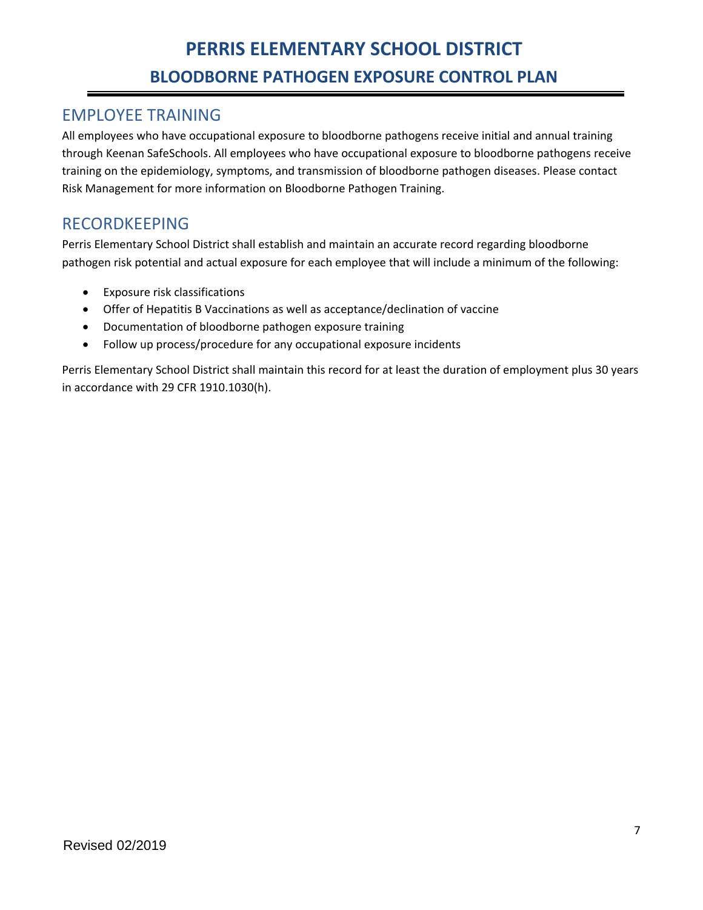## EMPLOYEE TRAINING

All employees who have occupational exposure to bloodborne pathogens receive initial and annual training through Keenan SafeSchools. All employees who have occupational exposure to bloodborne pathogens receive training on the epidemiology, symptoms, and transmission of bloodborne pathogen diseases. Please contact Risk Management for more information on Bloodborne Pathogen Training.

## RECORDKEEPING

Perris Elementary School District shall establish and maintain an accurate record regarding bloodborne pathogen risk potential and actual exposure for each employee that will include a minimum of the following:

- Exposure risk classifications
- Offer of Hepatitis B Vaccinations as well as acceptance/declination of vaccine
- Documentation of bloodborne pathogen exposure training
- Follow up process/procedure for any occupational exposure incidents

Perris Elementary School District shall maintain this record for at least the duration of employment plus 30 years in accordance with 29 CFR 1910.1030(h).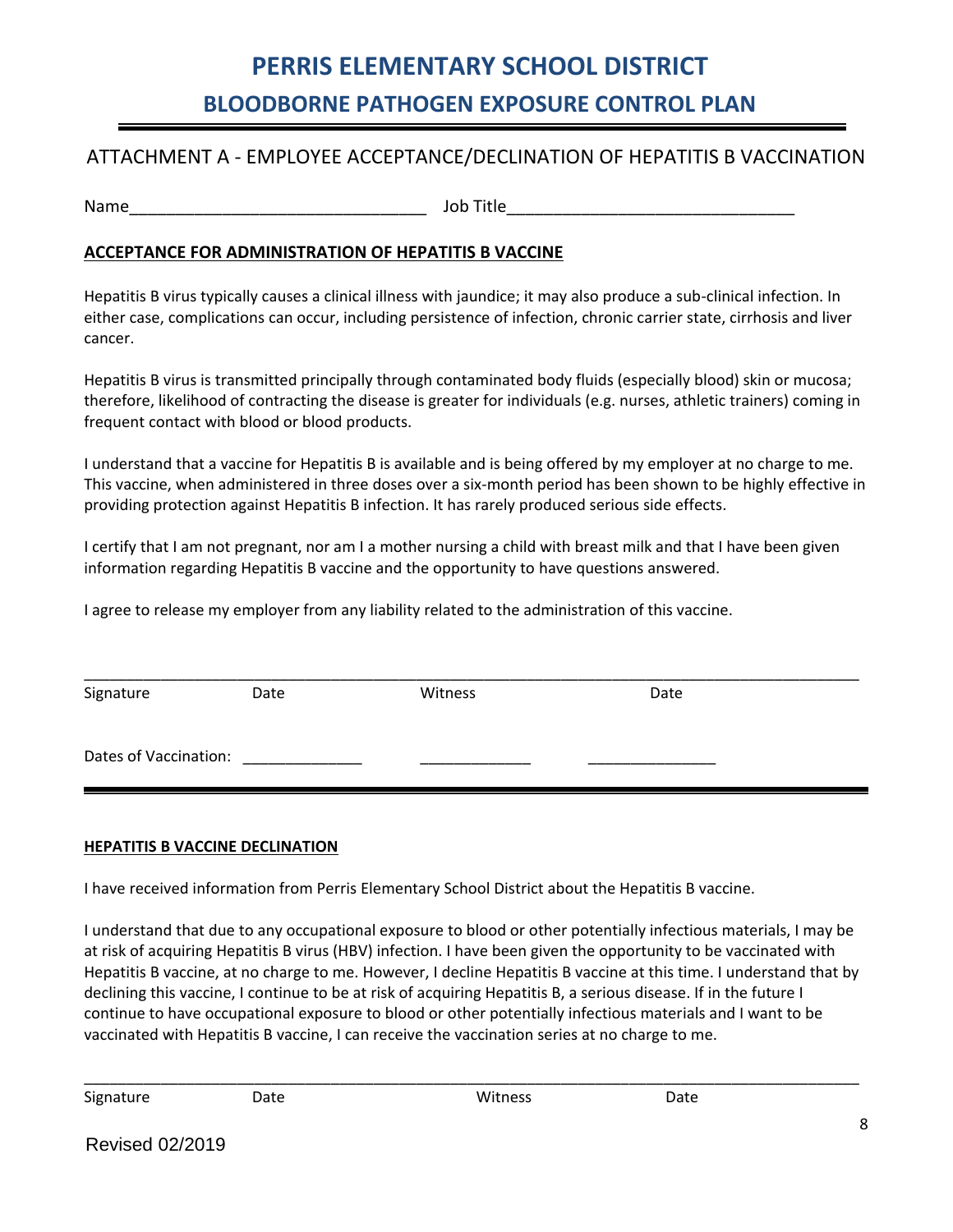# PERRIS ELEMENTARY SCHOOL DISTRICT

## BLOODBORNE PATHOGEN EXPOSURE CONTROL PLAN

### ATTACHMENT A - EMPLOYEE ACCEPTANCE/DECLINATION OF HEPATITIS B VACCINATION

Name________________________________ Job Title_______________________________

**ACCEPTANCE FOR ADMINISTRATION OF HEPATITIS B VACCINE**

Hepatitis B virus typically causes a clinical illness with jaundice; it may also produce a sub-clinical infection. In either case, complications can occur, including persistence of infection, chronic carrier state, cirrhosis and liver cancer.

Hepatitis B virus is transmitted principally through contaminated body fluids (especially blood) skin or mucosa; therefore, likelihood of contracting the disease is greater for individuals (e.g. nurses, athletic trainers) coming in frequent contact with blood or blood products.

I understand that a vaccine for Hepatitis B is available and is being offered by my employer at no charge to me. This vaccine, when administered in three doses over a six-month period has been shown to be highly effective in providing protection against Hepatitis B infection. It has rarely produced serious side effects.

I certify that I am not pregnant, nor am I a mother nursing a child with breast milk and that I have been given information regarding Hepatitis B vaccine and the opportunity to have questions answered.

I agree to release my employer from any liability related to the administration of this vaccine.

_____________________________________________________________________________________

Signature Date Witness Date

Dates of Vaccination: ______________ _____________ _______________

**HEPATITIS B VACCINE DECLINATION**

I have received information from Perris Elementary School District about the Hepatitis B vaccine.

I understand that due to any occupational exposure to blood or other potentially infectious materials, I may be at risk of acquiring Hepatitis B virus (HBV) infection. I have been given the opportunity to be vaccinated with Hepatitis B vaccine, at no charge to me. However, I decline Hepatitis B vaccine at this time. I understand that by declining this vaccine, I continue to be at risk of acquiring Hepatitis B, a serious disease. If in the future I continue to have occupational exposure to blood or other potentially infectious materials and I want to be vaccinated with Hepatitis B vaccine, I can receive the vaccination series at no charge to me.

_____________________________________________________________________________________

Signature Date Witness Date

Revised 02/2019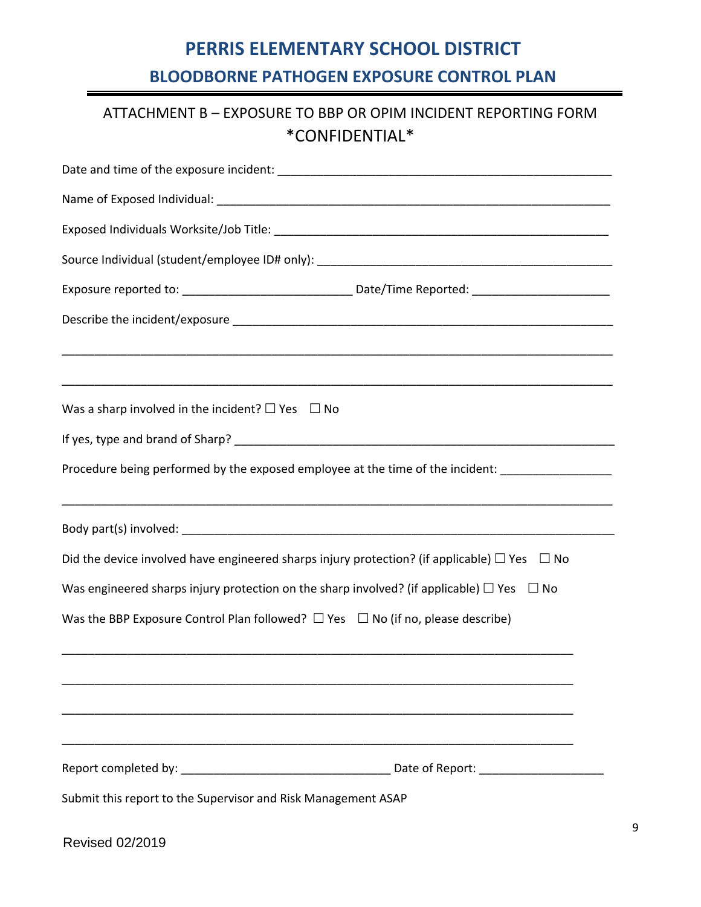# PERRIS ELEMENTARY SCHOOL DISTRICT

## BLOODBORNE PATHOGEN EXPOSURE CONTROL PLAN

### ATTACHMENT B – EXPOSURE TO BBP OR OPIM INCIDENT REPORTING FORM
### *CONFIDENTIAL*

Date and time of the exposure incident: ___________________________________________________

Name of Exposed Individual: _______________________________________________________________

Exposed Individuals Worksite/Job Title: _____________________________________________________

Source Individual (student/employee ID# only): ______________________________________________

Exposure reported to: _________________________ Date/Time Reported: ____________________

Describe the incident/exposure __________________________________________________________

___________________________________________________________________________________

___________________________________________________________________________________

Was a sharp involved in the incident? ☐ Yes ☐ No

If yes, type and brand of Sharp? _________________________________________________________

Procedure being performed by the exposed employee at the time of the incident: _______________

___________________________________________________________________________________

Body part(s) involved: __________________________________________________________________

Did the device involved have engineered sharps injury protection? (if applicable) ☐ Yes ☐ No

Was engineered sharps injury protection on the sharp involved? (if applicable) ☐ Yes ☐ No

Was the BBP Exposure Control Plan followed? ☐ Yes ☐ No (if no, please describe)

_____________________________________________________________________________

_____________________________________________________________________________

_____________________________________________________________________________

_____________________________________________________________________________

Report completed by: ______________________________ Date of Report: ___________________

Submit this report to the Supervisor and Risk Management ASAP

Revised 02/2019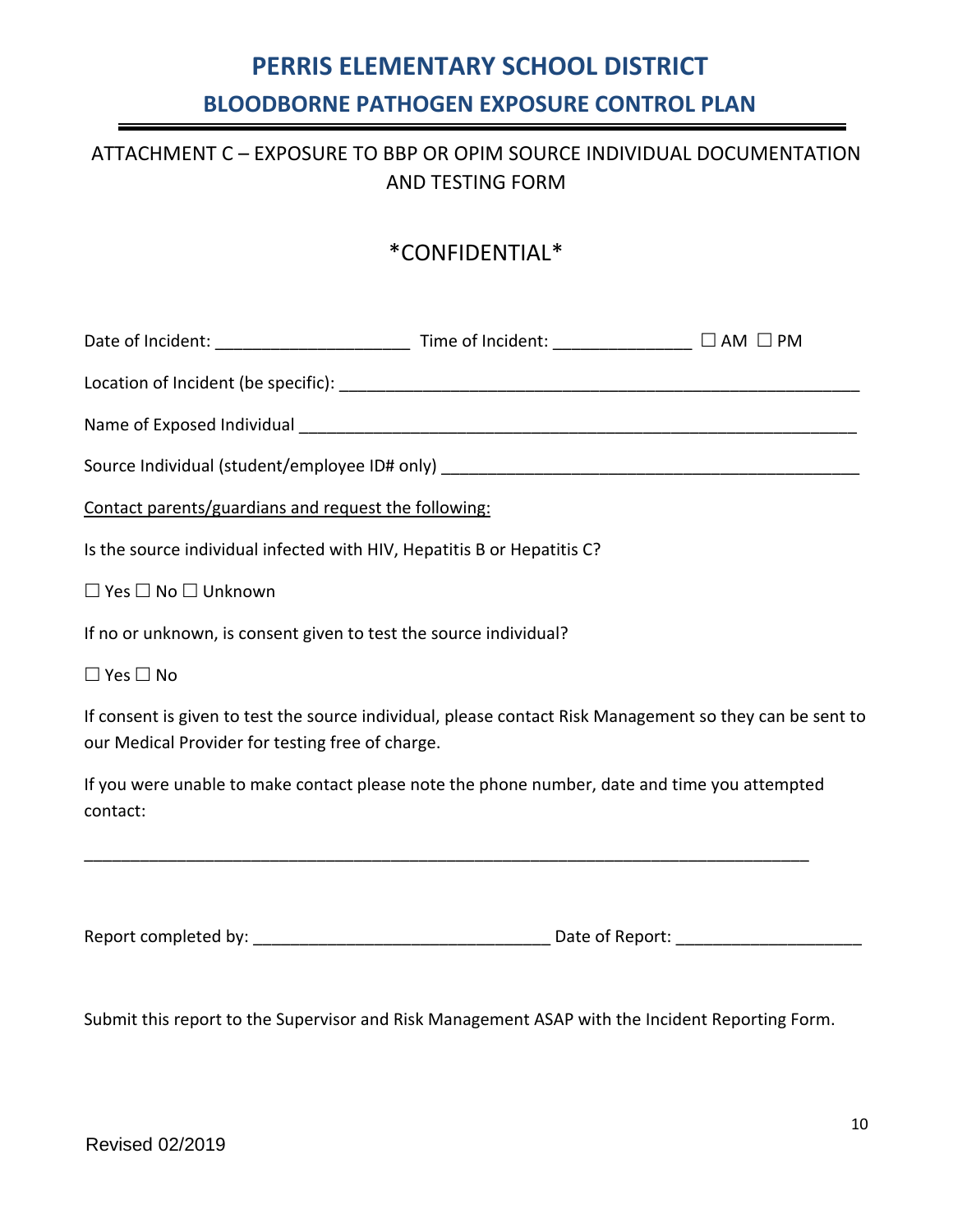# PERRIS ELEMENTARY SCHOOL DISTRICT

## BLOODBORNE PATHOGEN EXPOSURE CONTROL PLAN

### ATTACHMENT C – EXPOSURE TO BBP OR OPIM SOURCE INDIVIDUAL DOCUMENTATION AND TESTING FORM

### *CONFIDENTIAL*

Date of Incident: ____________________ Time of Incident: ______________ ☐ AM ☐ PM

Location of Incident (be specific): ________________________________________________________

Name of Exposed Individual ____________________________________________________________

Source Individual (student/employee ID# only) ______________________________________________

<u>Contact parents/guardians and request the following:</u>

Is the source individual infected with HIV, Hepatitis B or Hepatitis C?

☐ Yes ☐ No ☐ Unknown

If no or unknown, is consent given to test the source individual?

☐ Yes ☐ No

If consent is given to test the source individual, please contact Risk Management so they can be sent to our Medical Provider for testing free of charge.

If you were unable to make contact please note the phone number, date and time you attempted contact:

_______________________________________________________________________________

Report completed by: _______________________________ Date of Report: ___________________

Submit this report to the Supervisor and Risk Management ASAP with the Incident Reporting Form.

Revised 02/2019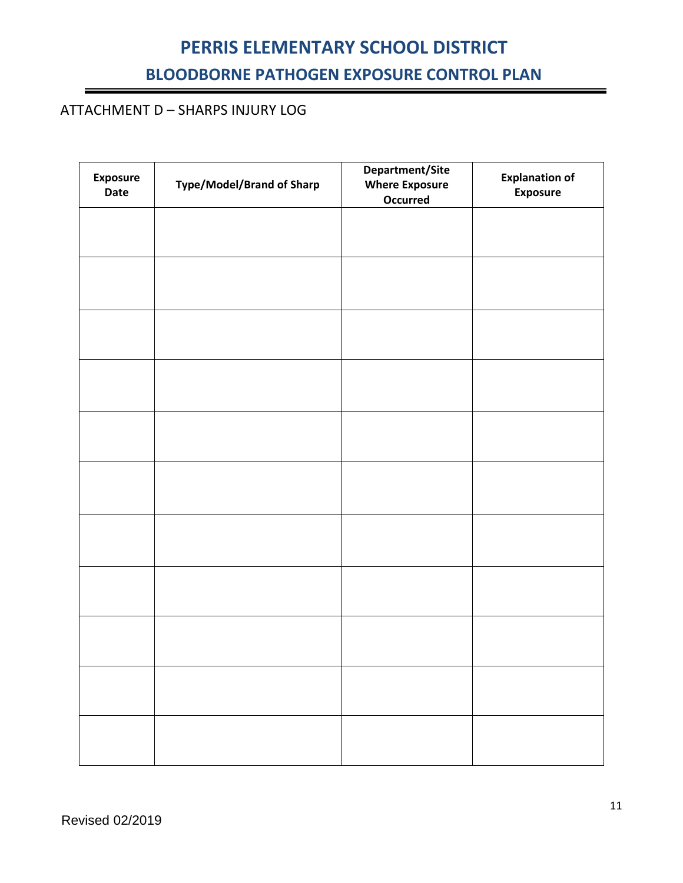ATTACHMENT D – SHARPS INJURY LOG

| Exposure Date | Type/Model/Brand of Sharp | Department/Site Where Exposure Occurred | Explanation of Exposure |
|---|---|---|---|
| | | | |
| | | | |
| | | | |
| | | | |
| | | | |
| | | | |
| | | | |
| | | | |
| | | | |
| | | | |
| | | | |

Revised 02/2019